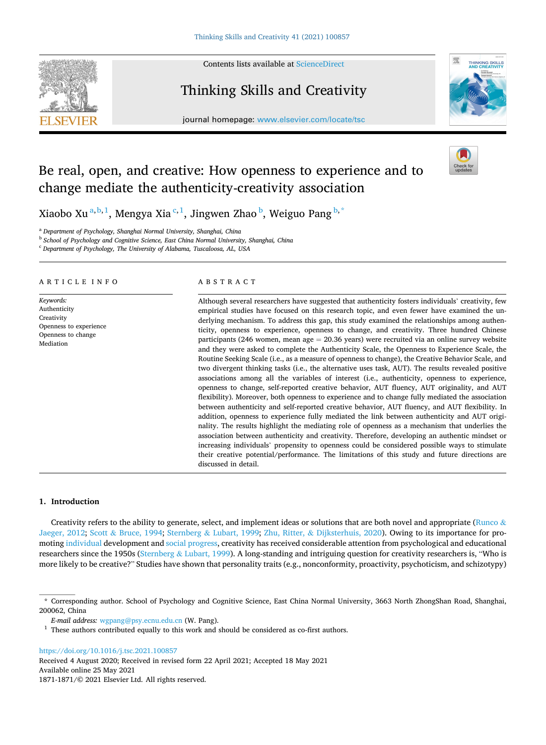# Be real, open, and creative: How openness to experience and to change mediate the authenticity-creativity association

Xiaobo Xu [a,b,1], Mengya Xia [c,1], Jingwen Zhao [b], Weiguo Pang [b,*]

[a] *Department of Psychology, Shanghai Normal University, Shanghai, China*
[b] *School of Psychology and Cognitive Science, East China Normal University, Shanghai, China*
[c] *Department of Psychology, The University of Alabama, Tuscaloosa, AL, USA*

## ARTICLE INFO

*Keywords:*
Authenticity
Creativity
Openness to experience
Openness to change
Mediation

## ABSTRACT

Although several researchers have suggested that authenticity fosters individuals' creativity, few empirical studies have focused on this research topic, and even fewer have examined the underlying mechanism. To address this gap, this study examined the relationships among authenticity, openness to experience, openness to change, and creativity. Three hundred Chinese participants (246 women, mean age = 20.36 years) were recruited via an online survey website and they were asked to complete the Authenticity Scale, the Openness to Experience Scale, the Routine Seeking Scale (i.e., as a measure of openness to change), the Creative Behavior Scale, and two divergent thinking tasks (i.e., the alternative uses task, AUT). The results revealed positive associations among all the variables of interest (i.e., authenticity, openness to experience, openness to change, self-reported creative behavior, AUT fluency, AUT originality, and AUT flexibility). Moreover, both openness to experience and to change fully mediated the association between authenticity and self-reported creative behavior, AUT fluency, and AUT flexibility. In addition, openness to experience fully mediated the link between authenticity and AUT originality. The results highlight the mediating role of openness as a mechanism that underlies the association between authenticity and creativity. Therefore, developing an authentic mindset or increasing individuals' propensity to openness could be considered possible ways to stimulate their creative potential/performance. The limitations of this study and future directions are discussed in detail.

## 1. Introduction

Creativity refers to the ability to generate, select, and implement ideas or solutions that are both novel and appropriate (Runco & Jaeger, 2012; Scott & Bruce, 1994; Sternberg & Lubart, 1999; Zhu, Ritter, & Dijksterhuis, 2020). Owing to its importance for promoting individual development and social progress, creativity has received considerable attention from psychological and educational researchers since the 1950s (Sternberg & Lubart, 1999). A long-standing and intriguing question for creativity researchers is, "Who is more likely to be creative?" Studies have shown that personality traits (e.g., nonconformity, proactivity, psychoticism, and schizotypy)

---

\* Corresponding author. School of Psychology and Cognitive Science, East China Normal University, 3663 North ZhongShan Road, Shanghai, 200062, China

*E-mail address:* wgpang@psy.ecnu.edu.cn (W. Pang).

[1] These authors contributed equally to this work and should be considered as co-first authors.

https://doi.org/10.1016/j.tsc.2021.100857
Received 4 August 2020; Received in revised form 22 April 2021; Accepted 18 May 2021
Available online 25 May 2021
1871-1871/© 2021 Elsevier Ltd. All rights reserved.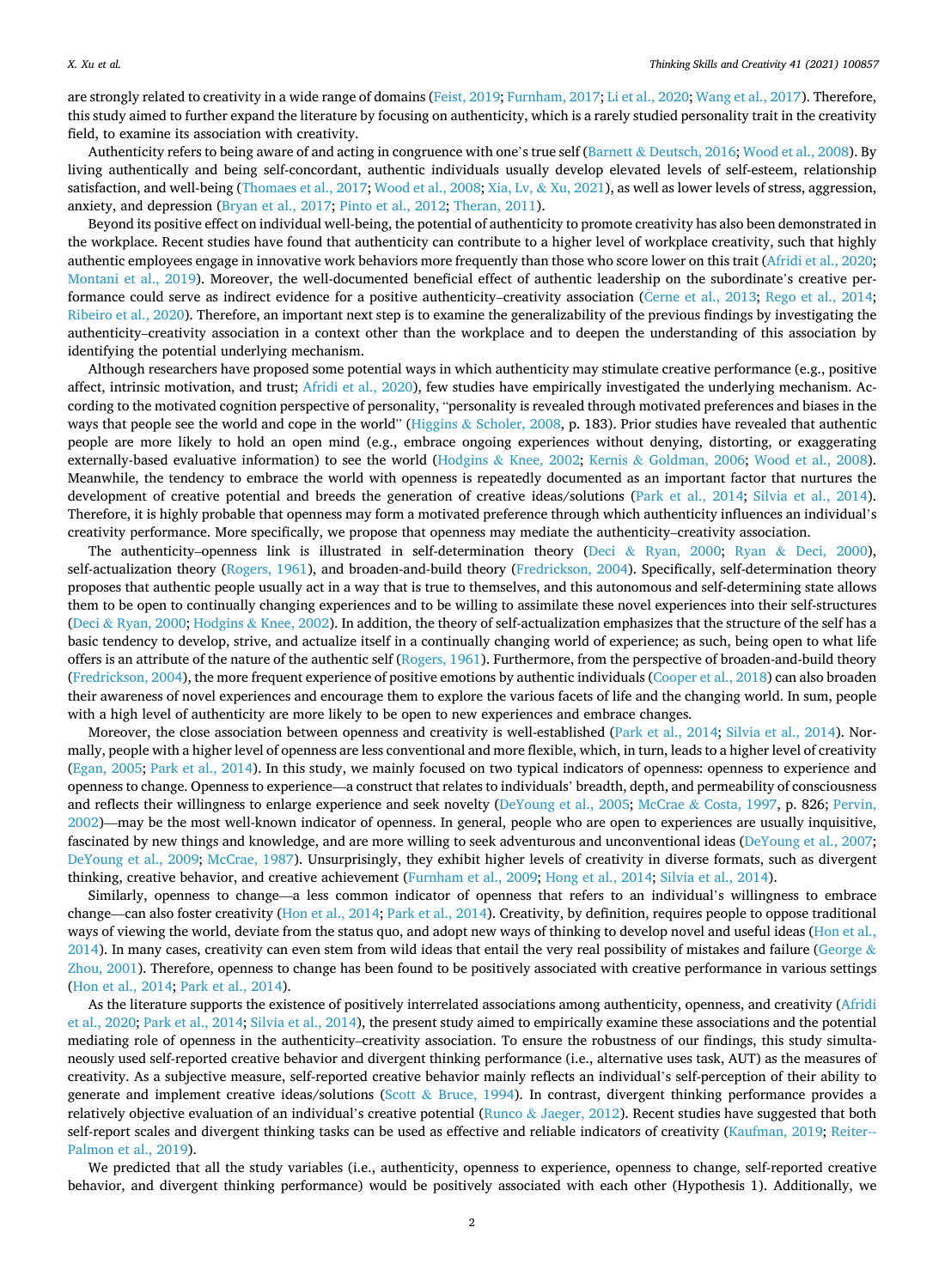are strongly related to creativity in a wide range of domains (Feist, 2019; Furnham, 2017; Li et al., 2020; Wang et al., 2017). Therefore, this study aimed to further expand the literature by focusing on authenticity, which is a rarely studied personality trait in the creativity field, to examine its association with creativity.

Authenticity refers to being aware of and acting in congruence with one's true self (Barnett & Deutsch, 2016; Wood et al., 2008). By living authentically and being self-concordant, authentic individuals usually develop elevated levels of self-esteem, relationship satisfaction, and well-being (Thomaes et al., 2017; Wood et al., 2008; Xia, Lv, & Xu, 2021), as well as lower levels of stress, aggression, anxiety, and depression (Bryan et al., 2017; Pinto et al., 2012; Theran, 2011).

Beyond its positive effect on individual well-being, the potential of authenticity to promote creativity has also been demonstrated in the workplace. Recent studies have found that authenticity can contribute to a higher level of workplace creativity, such that highly authentic employees engage in innovative work behaviors more frequently than those who score lower on this trait (Afridi et al., 2020; Montani et al., 2019). Moreover, the well-documented beneficial effect of authentic leadership on the subordinate's creative performance could serve as indirect evidence for a positive authenticity–creativity association (Cerne et al., 2013; Rego et al., 2014; Ribeiro et al., 2020). Therefore, an important next step is to examine the generalizability of the previous findings by investigating the authenticity–creativity association in a context other than the workplace and to deepen the understanding of this association by identifying the potential underlying mechanism.

Although researchers have proposed some potential ways in which authenticity may stimulate creative performance (e.g., positive affect, intrinsic motivation, and trust; Afridi et al., 2020), few studies have empirically investigated the underlying mechanism. According to the motivated cognition perspective of personality, "personality is revealed through motivated preferences and biases in the ways that people see the world and cope in the world" (Higgins & Scholer, 2008, p. 183). Prior studies have revealed that authentic people are more likely to hold an open mind (e.g., embrace ongoing experiences without denying, distorting, or exaggerating externally-based evaluative information) to see the world (Hodgins & Knee, 2002; Kernis & Goldman, 2006; Wood et al., 2008). Meanwhile, the tendency to embrace the world with openness is repeatedly documented as an important factor that nurtures the development of creative potential and breeds the generation of creative ideas/solutions (Park et al., 2014; Silvia et al., 2014). Therefore, it is highly probable that openness may form a motivated preference through which authenticity influences an individual's creativity performance. More specifically, we propose that openness may mediate the authenticity–creativity association.

The authenticity–openness link is illustrated in self-determination theory (Deci & Ryan, 2000; Ryan & Deci, 2000), self-actualization theory (Rogers, 1961), and broaden-and-build theory (Fredrickson, 2004). Specifically, self-determination theory proposes that authentic people usually act in a way that is true to themselves, and this autonomous and self-determining state allows them to be open to continually changing experiences and to be willing to assimilate these novel experiences into their self-structures (Deci & Ryan, 2000; Hodgins & Knee, 2002). In addition, the theory of self-actualization emphasizes that the structure of the self has a basic tendency to develop, strive, and actualize itself in a continually changing world of experience; as such, being open to what life offers is an attribute of the nature of the authentic self (Rogers, 1961). Furthermore, from the perspective of broaden-and-build theory (Fredrickson, 2004), the more frequent experience of positive emotions by authentic individuals (Cooper et al., 2018) can also broaden their awareness of novel experiences and encourage them to explore the various facets of life and the changing world. In sum, people with a high level of authenticity are more likely to be open to new experiences and embrace changes.

Moreover, the close association between openness and creativity is well-established (Park et al., 2014; Silvia et al., 2014). Normally, people with a higher level of openness are less conventional and more flexible, which, in turn, leads to a higher level of creativity (Egan, 2005; Park et al., 2014). In this study, we mainly focused on two typical indicators of openness: openness to experience and openness to change. Openness to experience—a construct that relates to individuals' breadth, depth, and permeability of consciousness and reflects their willingness to enlarge experience and seek novelty (DeYoung et al., 2005; McCrae & Costa, 1997, p. 826; Pervin, 2002)—may be the most well-known indicator of openness. In general, people who are open to experiences are usually inquisitive, fascinated by new things and knowledge, and are more willing to seek adventurous and unconventional ideas (DeYoung et al., 2007; DeYoung et al., 2009; McCrae, 1987). Unsurprisingly, they exhibit higher levels of creativity in diverse formats, such as divergent thinking, creative behavior, and creative achievement (Furnham et al., 2009; Hong et al., 2014; Silvia et al., 2014).

Similarly, openness to change—a less common indicator of openness that refers to an individual's willingness to embrace change—can also foster creativity (Hon et al., 2014; Park et al., 2014). Creativity, by definition, requires people to oppose traditional ways of viewing the world, deviate from the status quo, and adopt new ways of thinking to develop novel and useful ideas (Hon et al., 2014). In many cases, creativity can even stem from wild ideas that entail the very real possibility of mistakes and failure (George & Zhou, 2001). Therefore, openness to change has been found to be positively associated with creative performance in various settings (Hon et al., 2014; Park et al., 2014).

As the literature supports the existence of positively interrelated associations among authenticity, openness, and creativity (Afridi et al., 2020; Park et al., 2014; Silvia et al., 2014), the present study aimed to empirically examine these associations and the potential mediating role of openness in the authenticity–creativity association. To ensure the robustness of our findings, this study simultaneously used self-reported creative behavior and divergent thinking performance (i.e., alternative uses task, AUT) as the measures of creativity. As a subjective measure, self-reported creative behavior mainly reflects an individual's self-perception of their ability to generate and implement creative ideas/solutions (Scott & Bruce, 1994). In contrast, divergent thinking performance provides a relatively objective evaluation of an individual's creative potential (Runco & Jaeger, 2012). Recent studies have suggested that both self-report scales and divergent thinking tasks can be used as effective and reliable indicators of creativity (Kaufman, 2019; Reiter-Palmon et al., 2019).

We predicted that all the study variables (i.e., authenticity, openness to experience, openness to change, self-reported creative behavior, and divergent thinking performance) would be positively associated with each other (Hypothesis 1). Additionally, we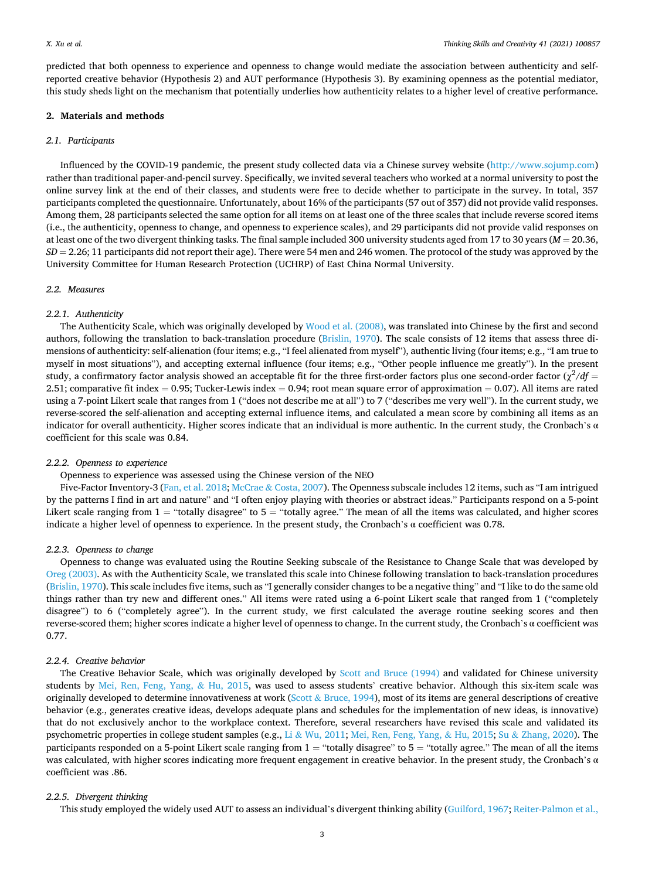predicted that both openness to experience and openness to change would mediate the association between authenticity and self-reported creative behavior (Hypothesis 2) and AUT performance (Hypothesis 3). By examining openness as the potential mediator, this study sheds light on the mechanism that potentially underlies how authenticity relates to a higher level of creative performance.

## 2. Materials and methods

### 2.1. Participants

Influenced by the COVID-19 pandemic, the present study collected data via a Chinese survey website (http://www.sojump.com) rather than traditional paper-and-pencil survey. Specifically, we invited several teachers who worked at a normal university to post the online survey link at the end of their classes, and students were free to decide whether to participate in the survey. In total, 357 participants completed the questionnaire. Unfortunately, about 16% of the participants (57 out of 357) did not provide valid responses. Among them, 28 participants selected the same option for all items on at least one of the three scales that include reverse scored items (i.e., the authenticity, openness to change, and openness to experience scales), and 29 participants did not provide valid responses on at least one of the two divergent thinking tasks. The final sample included 300 university students aged from 17 to 30 years ($M = 20.36$, $SD = 2.26$; 11 participants did not report their age). There were 54 men and 246 women. The protocol of the study was approved by the University Committee for Human Research Protection (UCHRP) of East China Normal University.

### 2.2. Measures

#### 2.2.1. Authenticity

The Authenticity Scale, which was originally developed by Wood et al. (2008), was translated into Chinese by the first and second authors, following the translation to back-translation procedure (Brislin, 1970). The scale consists of 12 items that assess three dimensions of authenticity: self-alienation (four items; e.g., "I feel alienated from myself"), authentic living (four items; e.g., "I am true to myself in most situations"), and accepting external influence (four items; e.g., "Other people influence me greatly"). In the present study, a confirmatory factor analysis showed an acceptable fit for the three first-order factors plus one second-order factor ($\chi^2/df =$ 2.51; comparative fit index = 0.95; Tucker-Lewis index = 0.94; root mean square error of approximation = 0.07). All items are rated using a 7-point Likert scale that ranges from 1 ("does not describe me at all") to 7 ("describes me very well"). In the current study, we reverse-scored the self-alienation and accepting external influence items, and calculated a mean score by combining all items as an indicator for overall authenticity. Higher scores indicate that an individual is more authentic. In the current study, the Cronbach's α coefficient for this scale was 0.84.

#### 2.2.2. Openness to experience

Openness to experience was assessed using the Chinese version of the NEO Five-Factor Inventory-3 (Fan, et al. 2018; McCrae & Costa, 2007). The Openness subscale includes 12 items, such as "I am intrigued by the patterns I find in art and nature" and "I often enjoy playing with theories or abstract ideas." Participants respond on a 5-point Likert scale ranging from 1 = "totally disagree" to 5 = "totally agree." The mean of all the items was calculated, and higher scores indicate a higher level of openness to experience. In the present study, the Cronbach's α coefficient was 0.78.

#### 2.2.3. Openness to change

Openness to change was evaluated using the Routine Seeking subscale of the Resistance to Change Scale that was developed by Oreg (2003). As with the Authenticity Scale, we translated this scale into Chinese following translation to back-translation procedures (Brislin, 1970). This scale includes five items, such as "I generally consider changes to be a negative thing" and "I like to do the same old things rather than try new and different ones." All items were rated using a 6-point Likert scale that ranged from 1 ("completely disagree") to 6 ("completely agree"). In the current study, we first calculated the average routine seeking scores and then reverse-scored them; higher scores indicate a higher level of openness to change. In the current study, the Cronbach's α coefficient was 0.77.

#### 2.2.4. Creative behavior

The Creative Behavior Scale, which was originally developed by Scott and Bruce (1994) and validated for Chinese university students by Mei, Ren, Feng, Yang, & Hu, 2015, was used to assess students' creative behavior. Although this six-item scale was originally developed to determine innovativeness at work (Scott & Bruce, 1994), most of its items are general descriptions of creative behavior (e.g., generates creative ideas, develops adequate plans and schedules for the implementation of new ideas, is innovative) that do not exclusively anchor to the workplace context. Therefore, several researchers have revised this scale and validated its psychometric properties in college student samples (e.g., Li & Wu, 2011; Mei, Ren, Feng, Yang, & Hu, 2015; Su & Zhang, 2020). The participants responded on a 5-point Likert scale ranging from 1 = "totally disagree" to 5 = "totally agree." The mean of all the items was calculated, with higher scores indicating more frequent engagement in creative behavior. In the present study, the Cronbach's α coefficient was .86.

#### 2.2.5. Divergent thinking

This study employed the widely used AUT to assess an individual's divergent thinking ability (Guilford, 1967; Reiter-Palmon et al.,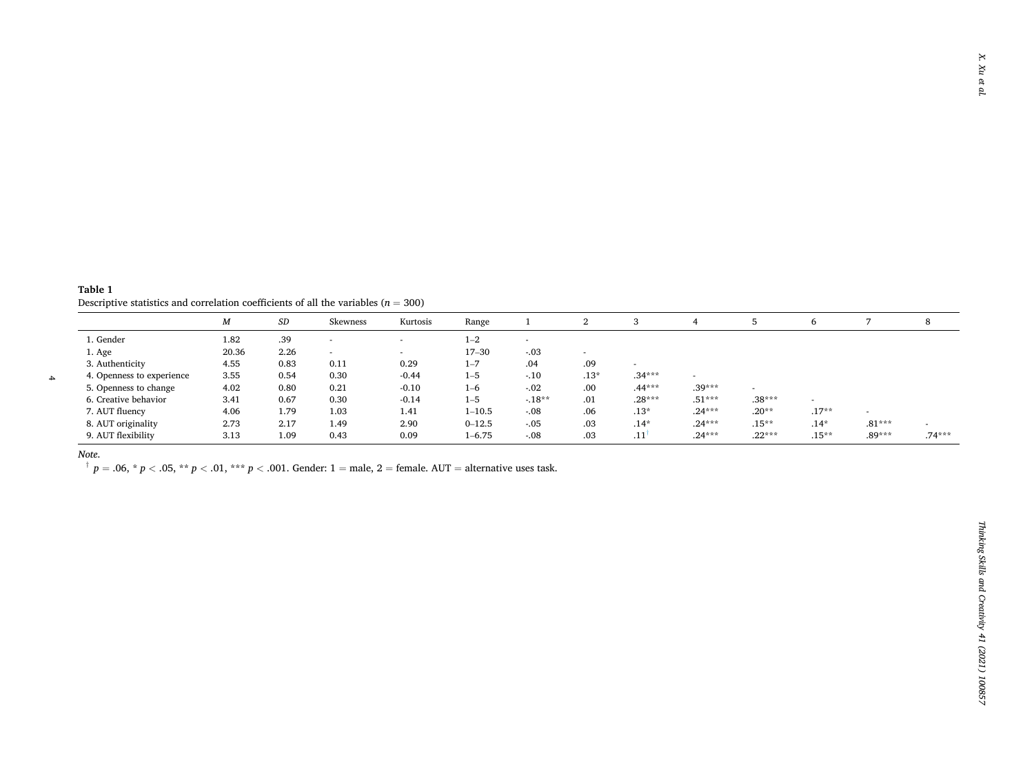**Table 1**
Descriptive statistics and correlation coefficients of all the variables ($n$ = 300)

| | $M$ | $SD$ | Skewness | Kurtosis | Range | 1 | 2 | 3 | 4 | 5 | 6 | 7 | 8 |
|---|---|---|---|---|---|---|---|---|---|---|---|---|---|
| 1. Gender | 1.82 | .39 | - | - | 1–2 | - | | | | | | | |
| 1. Age | 20.36 | 2.26 | - | - | 17–30 | -.03 | - | | | | | | |
| 3. Authenticity | 4.55 | 0.83 | 0.11 | 0.29 | 1–7 | .04 | .09 | - | | | | | |
| 4. Openness to experience | 3.55 | 0.54 | 0.30 | -0.44 | 1–5 | -.10 | .13* | .34*** | - | | | | |
| 5. Openness to change | 4.02 | 0.80 | 0.21 | -0.10 | 1–6 | -.02 | .00 | .44*** | .39*** | - | | | |
| 6. Creative behavior | 3.41 | 0.67 | 0.30 | -0.14 | 1–5 | -.18** | .01 | .28*** | .51*** | .38*** | - | | |
| 7. AUT fluency | 4.06 | 1.79 | 1.03 | 1.41 | 1–10.5 | -.08 | .06 | .13* | .24*** | .20** | .17** | - | |
| 8. AUT originality | 2.73 | 2.17 | 1.49 | 2.90 | 0–12.5 | -.05 | .03 | .14* | .24*** | .15** | .14* | .81*** | - |
| 9. AUT flexibility | 3.13 | 1.09 | 0.43 | 0.09 | 1–6.75 | -.08 | .03 | .11† | .24*** | .22*** | .15** | .89*** | .74*** |

*Note.*
† $p$ = .06, * $p$ < .05, ** $p$ < .01, *** $p$ < .001. Gender: 1 = male, 2 = female. AUT = alternative uses task.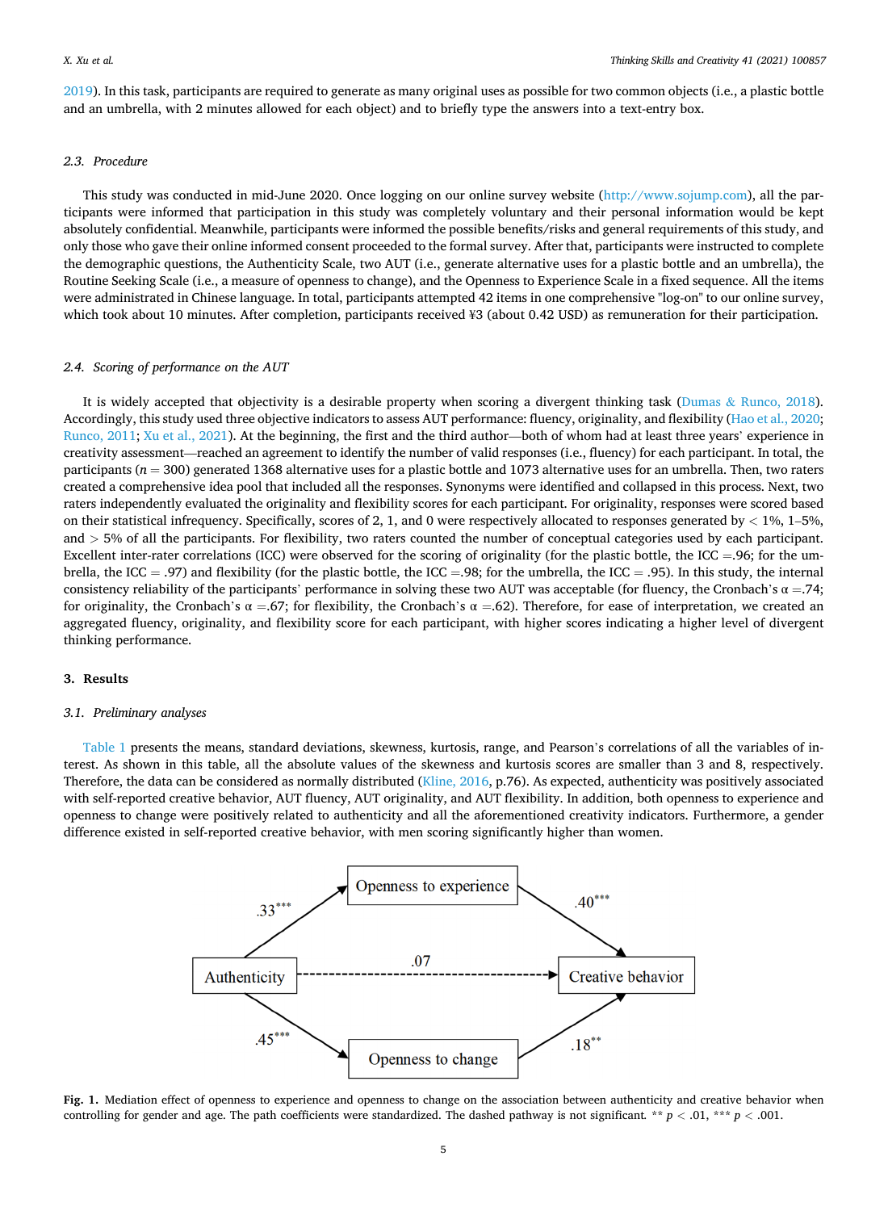2019). In this task, participants are required to generate as many original uses as possible for two common objects (i.e., a plastic bottle and an umbrella, with 2 minutes allowed for each object) and to briefly type the answers into a text-entry box.

### 2.3. Procedure

This study was conducted in mid-June 2020. Once logging on our online survey website (http://www.sojump.com), all the participants were informed that participation in this study was completely voluntary and their personal information would be kept absolutely confidential. Meanwhile, participants were informed the possible benefits/risks and general requirements of this study, and only those who gave their online informed consent proceeded to the formal survey. After that, participants were instructed to complete the demographic questions, the Authenticity Scale, two AUT (i.e., generate alternative uses for a plastic bottle and an umbrella), the Routine Seeking Scale (i.e., a measure of openness to change), and the Openness to Experience Scale in a fixed sequence. All the items were administrated in Chinese language. In total, participants attempted 42 items in one comprehensive "log-on" to our online survey, which took about 10 minutes. After completion, participants received ¥3 (about 0.42 USD) as remuneration for their participation.

### 2.4. Scoring of performance on the AUT

It is widely accepted that objectivity is a desirable property when scoring a divergent thinking task (Dumas & Runco, 2018). Accordingly, this study used three objective indicators to assess AUT performance: fluency, originality, and flexibility (Hao et al., 2020; Runco, 2011; Xu et al., 2021). At the beginning, the first and the third author—both of whom had at least three years' experience in creativity assessment—reached an agreement to identify the number of valid responses (i.e., fluency) for each participant. In total, the participants ($n = 300$) generated 1368 alternative uses for a plastic bottle and 1073 alternative uses for an umbrella. Then, two raters created a comprehensive idea pool that included all the responses. Synonyms were identified and collapsed in this process. Next, two raters independently evaluated the originality and flexibility scores for each participant. For originality, responses were scored based on their statistical infrequency. Specifically, scores of 2, 1, and 0 were respectively allocated to responses generated by < 1%, 1–5%, and > 5% of all the participants. For flexibility, two raters counted the number of conceptual categories used by each participant. Excellent inter-rater correlations (ICC) were observed for the scoring of originality (for the plastic bottle, the ICC =.96; for the umbrella, the ICC = .97) and flexibility (for the plastic bottle, the ICC =.98; for the umbrella, the ICC = .95). In this study, the internal consistency reliability of the participants' performance in solving these two AUT was acceptable (for fluency, the Cronbach's α =.74; for originality, the Cronbach's α =.67; for flexibility, the Cronbach's α =.62). Therefore, for ease of interpretation, we created an aggregated fluency, originality, and flexibility score for each participant, with higher scores indicating a higher level of divergent thinking performance.

## 3. Results

### 3.1. Preliminary analyses

Table 1 presents the means, standard deviations, skewness, kurtosis, range, and Pearson's correlations of all the variables of interest. As shown in this table, all the absolute values of the skewness and kurtosis scores are smaller than 3 and 8, respectively. Therefore, the data can be considered as normally distributed (Kline, 2016, p.76). As expected, authenticity was positively associated with self-reported creative behavior, AUT fluency, AUT originality, and AUT flexibility. In addition, both openness to experience and openness to change were positively related to authenticity and all the aforementioned creativity indicators. Furthermore, a gender difference existed in self-reported creative behavior, with men scoring significantly higher than women.

Fig. 1. Mediation effect of openness to experience and openness to change on the association between authenticity and creative behavior when controlling for gender and age. The path coefficients were standardized. The dashed pathway is not significant. ** $p < .01$, *** $p < .001$.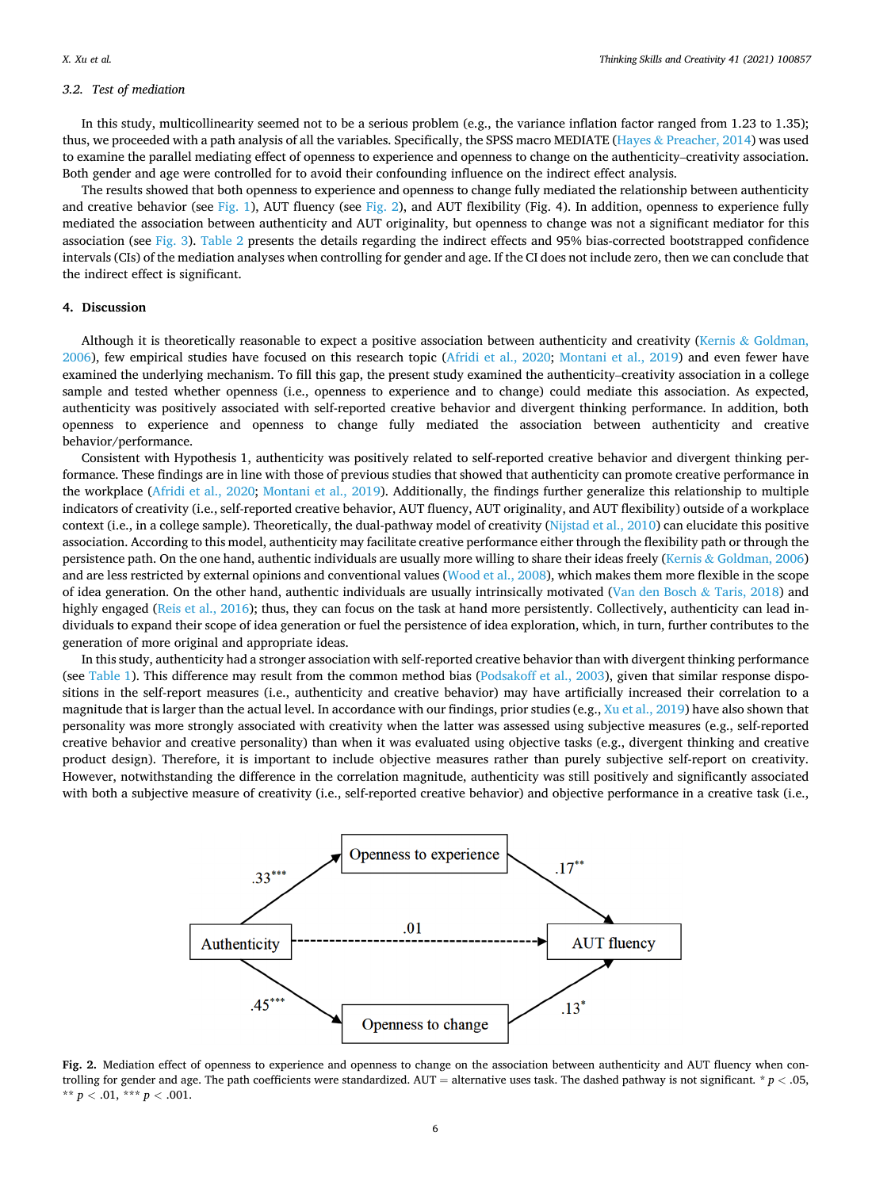### 3.2. Test of mediation

In this study, multicollinearity seemed not to be a serious problem (e.g., the variance inflation factor ranged from 1.23 to 1.35); thus, we proceeded with a path analysis of all the variables. Specifically, the SPSS macro MEDIATE (Hayes & Preacher, 2014) was used to examine the parallel mediating effect of openness to experience and openness to change on the authenticity–creativity association. Both gender and age were controlled for to avoid their confounding influence on the indirect effect analysis.

The results showed that both openness to experience and openness to change fully mediated the relationship between authenticity and creative behavior (see Fig. 1), AUT fluency (see Fig. 2), and AUT flexibility (Fig. 4). In addition, openness to experience fully mediated the association between authenticity and AUT originality, but openness to change was not a significant mediator for this association (see Fig. 3). Table 2 presents the details regarding the indirect effects and 95% bias-corrected bootstrapped confidence intervals (CIs) of the mediation analyses when controlling for gender and age. If the CI does not include zero, then we can conclude that the indirect effect is significant.

## 4. Discussion

Although it is theoretically reasonable to expect a positive association between authenticity and creativity (Kernis & Goldman, 2006), few empirical studies have focused on this research topic (Afridi et al., 2020; Montani et al., 2019) and even fewer have examined the underlying mechanism. To fill this gap, the present study examined the authenticity–creativity association in a college sample and tested whether openness (i.e., openness to experience and to change) could mediate this association. As expected, authenticity was positively associated with self-reported creative behavior and divergent thinking performance. In addition, both openness to experience and openness to change fully mediated the association between authenticity and creative behavior/performance.

Consistent with Hypothesis 1, authenticity was positively related to self-reported creative behavior and divergent thinking performance. These findings are in line with those of previous studies that showed that authenticity can promote creative performance in the workplace (Afridi et al., 2020; Montani et al., 2019). Additionally, the findings further generalize this relationship to multiple indicators of creativity (i.e., self-reported creative behavior, AUT fluency, AUT originality, and AUT flexibility) outside of a workplace context (i.e., in a college sample). Theoretically, the dual-pathway model of creativity (Nijstad et al., 2010) can elucidate this positive association. According to this model, authenticity may facilitate creative performance either through the flexibility path or through the persistence path. On the one hand, authentic individuals are usually more willing to share their ideas freely (Kernis & Goldman, 2006) and are less restricted by external opinions and conventional values (Wood et al., 2008), which makes them more flexible in the scope of idea generation. On the other hand, authentic individuals are usually intrinsically motivated (Van den Bosch & Taris, 2018) and highly engaged (Reis et al., 2016); thus, they can focus on the task at hand more persistently. Collectively, authenticity can lead individuals to expand their scope of idea generation or fuel the persistence of idea exploration, which, in turn, further contributes to the generation of more original and appropriate ideas.

In this study, authenticity had a stronger association with self-reported creative behavior than with divergent thinking performance (see Table 1). This difference may result from the common method bias (Podsakoff et al., 2003), given that similar response dispositions in the self-reported measures (i.e., authenticity and creative behavior) may have artificially increased their correlation to a magnitude that is larger than the actual level. In accordance with our findings, prior studies (e.g., Xu et al., 2019) have also shown that personality was more strongly associated with creativity when the latter was assessed using subjective measures (e.g., self-reported creative behavior and creative personality) than when it was evaluated using objective tasks (e.g., divergent thinking and creative product design). Therefore, it is important to include objective measures rather than purely subjective self-report on creativity. However, notwithstanding the difference in the correlation magnitude, authenticity was still positively and significantly associated with both a subjective measure of creativity (i.e., self-reported creative behavior) and objective performance in a creative task (i.e.,

Authenticity → Openness to experience: .33***; Openness to experience → AUT fluency: .17**; Authenticity → AUT fluency: .01; Authenticity → Openness to change: .45***; Openness to change → AUT fluency: .13*

**Fig. 2.** Mediation effect of openness to experience and openness to change on the association between authenticity and AUT fluency when controlling for gender and age. The path coefficients were standardized. AUT = alternative uses task. The dashed pathway is not significant. * $p < .05$, ** $p < .01$, *** $p < .001$.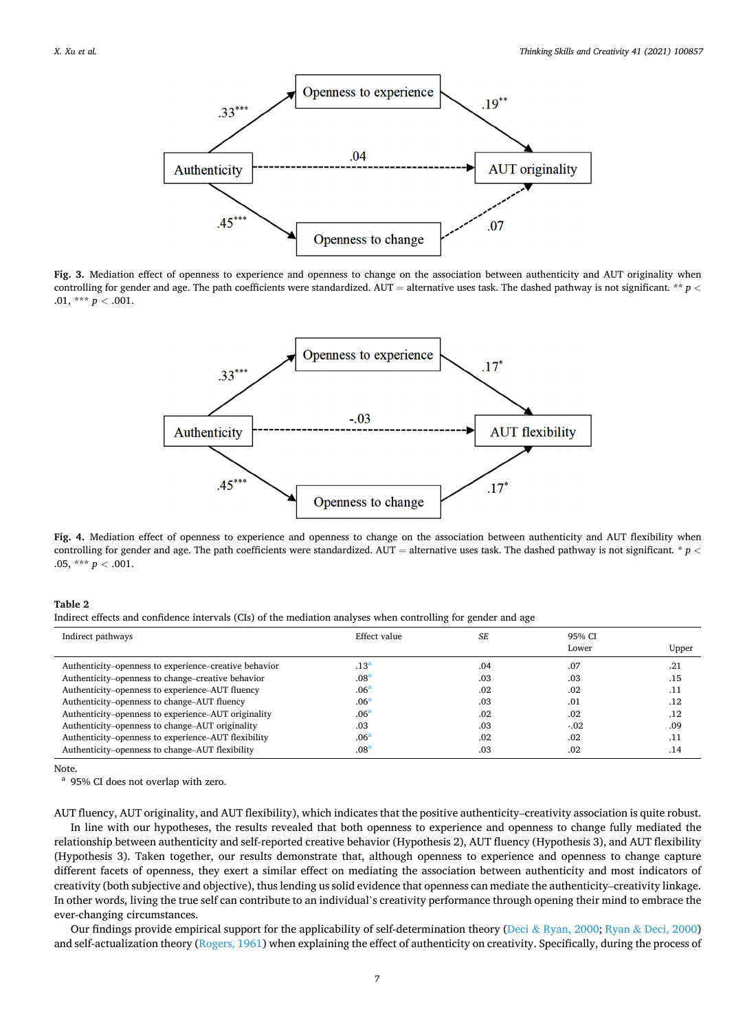**Fig. 3.** Mediation effect of openness to experience and openness to change on the association between authenticity and AUT originality when controlling for gender and age. The path coefficients were standardized. AUT = alternative uses task. The dashed pathway is not significant. ** $p <$ .01, *** $p <$ .001.

**Fig. 4.** Mediation effect of openness to experience and openness to change on the association between authenticity and AUT flexibility when controlling for gender and age. The path coefficients were standardized. AUT = alternative uses task. The dashed pathway is not significant. * $p <$ .05, *** $p <$ .001.

**Table 2**
Indirect effects and confidence intervals (CIs) of the mediation analyses when controlling for gender and age

| Indirect pathways | Effect value | *SE* | 95% CI Lower | Upper |
|---|---|---|---|---|
| Authenticity–openness to experience–creative behavior | .13[a] | .04 | .07 | .21 |
| Authenticity–openness to change–creative behavior | .08[a] | .03 | .03 | .15 |
| Authenticity–openness to experience–AUT fluency | .06[a] | .02 | .02 | .11 |
| Authenticity–openness to change–AUT fluency | .06[a] | .03 | .01 | .12 |
| Authenticity–openness to experience–AUT originality | .06[a] | .02 | .02 | .12 |
| Authenticity–openness to change–AUT originality | .03 | .03 | -.02 | .09 |
| Authenticity–openness to experience–AUT flexibility | .06[a] | .02 | .02 | .11 |
| Authenticity–openness to change–AUT flexibility | .08[a] | .03 | .02 | .14 |

Note.
[a] 95% CI does not overlap with zero.

AUT fluency, AUT originality, and AUT flexibility), which indicates that the positive authenticity–creativity association is quite robust.

In line with our hypotheses, the results revealed that both openness to experience and openness to change fully mediated the relationship between authenticity and self-reported creative behavior (Hypothesis 2), AUT fluency (Hypothesis 3), and AUT flexibility (Hypothesis 3). Taken together, our results demonstrate that, although openness to experience and openness to change capture different facets of openness, they exert a similar effect on mediating the association between authenticity and most indicators of creativity (both subjective and objective), thus lending us solid evidence that openness can mediate the authenticity–creativity linkage. In other words, living the true self can contribute to an individual's creativity performance through opening their mind to embrace the ever-changing circumstances.

Our findings provide empirical support for the applicability of self-determination theory (Deci & Ryan, 2000; Ryan & Deci, 2000) and self-actualization theory (Rogers, 1961) when explaining the effect of authenticity on creativity. Specifically, during the process of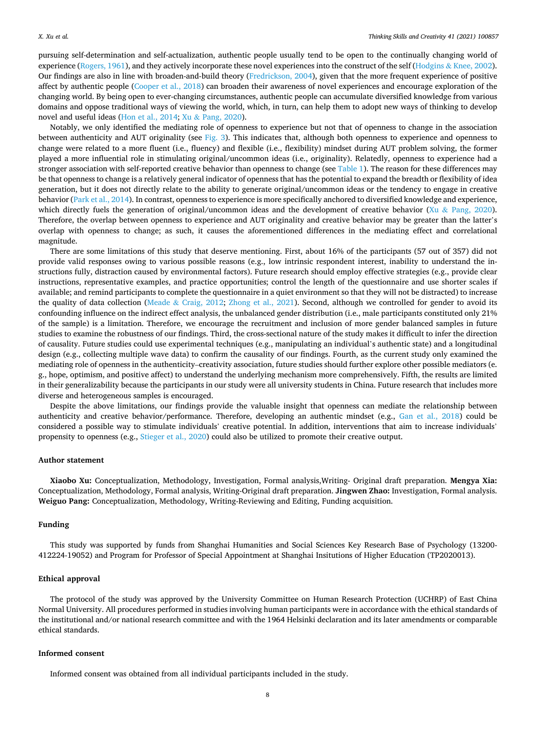pursuing self-determination and self-actualization, authentic people usually tend to be open to the continually changing world of experience (Rogers, 1961), and they actively incorporate these novel experiences into the construct of the self (Hodgins & Knee, 2002). Our findings are also in line with broaden-and-build theory (Fredrickson, 2004), given that the more frequent experience of positive affect by authentic people (Cooper et al., 2018) can broaden their awareness of novel experiences and encourage exploration of the changing world. By being open to ever-changing circumstances, authentic people can accumulate diversified knowledge from various domains and oppose traditional ways of viewing the world, which, in turn, can help them to adopt new ways of thinking to develop novel and useful ideas (Hon et al., 2014; Xu & Pang, 2020).

Notably, we only identified the mediating role of openness to experience but not that of openness to change in the association between authenticity and AUT originality (see Fig. 3). This indicates that, although both openness to experience and openness to change were related to a more fluent (i.e., fluency) and flexible (i.e., flexibility) mindset during AUT problem solving, the former played a more influential role in stimulating original/uncommon ideas (i.e., originality). Relatedly, openness to experience had a stronger association with self-reported creative behavior than openness to change (see Table 1). The reason for these differences may be that openness to change is a relatively general indicator of openness that has the potential to expand the breadth or flexibility of idea generation, but it does not directly relate to the ability to generate original/uncommon ideas or the tendency to engage in creative behavior (Park et al., 2014). In contrast, openness to experience is more specifically anchored to diversified knowledge and experience, which directly fuels the generation of original/uncommon ideas and the development of creative behavior (Xu & Pang, 2020). Therefore, the overlap between openness to experience and AUT originality and creative behavior may be greater than the latter's overlap with openness to change; as such, it causes the aforementioned differences in the mediating effect and correlational magnitude.

There are some limitations of this study that deserve mentioning. First, about 16% of the participants (57 out of 357) did not provide valid responses owing to various possible reasons (e.g., low intrinsic respondent interest, inability to understand the instructions fully, distraction caused by environmental factors). Future research should employ effective strategies (e.g., provide clear instructions, representative examples, and practice opportunities; control the length of the questionnaire and use shorter scales if available; and remind participants to complete the questionnaire in a quiet environment so that they will not be distracted) to increase the quality of data collection (Meade & Craig, 2012; Zhong et al., 2021). Second, although we controlled for gender to avoid its confounding influence on the indirect effect analysis, the unbalanced gender distribution (i.e., male participants constituted only 21% of the sample) is a limitation. Therefore, we encourage the recruitment and inclusion of more gender balanced samples in future studies to examine the robustness of our findings. Third, the cross-sectional nature of the study makes it difficult to infer the direction of causality. Future studies could use experimental techniques (e.g., manipulating an individual's authentic state) and a longitudinal design (e.g., collecting multiple wave data) to confirm the causality of our findings. Fourth, as the current study only examined the mediating role of openness in the authenticity–creativity association, future studies should further explore other possible mediators (e.g., hope, optimism, and positive affect) to understand the underlying mechanism more comprehensively. Fifth, the results are limited in their generalizability because the participants in our study were all university students in China. Future research that includes more diverse and heterogeneous samples is encouraged.

Despite the above limitations, our findings provide the valuable insight that openness can mediate the relationship between authenticity and creative behavior/performance. Therefore, developing an authentic mindset (e.g., Gan et al., 2018) could be considered a possible way to stimulate individuals' creative potential. In addition, interventions that aim to increase individuals' propensity to openness (e.g., Stieger et al., 2020) could also be utilized to promote their creative output.

## Author statement

**Xiaobo Xu:** Conceptualization, Methodology, Investigation, Formal analysis,Writing- Original draft preparation. **Mengya Xia:** Conceptualization, Methodology, Formal analysis, Writing-Original draft preparation. **Jingwen Zhao:** Investigation, Formal analysis. **Weiguo Pang:** Conceptualization, Methodology, Writing-Reviewing and Editing, Funding acquisition.

## Funding

This study was supported by funds from Shanghai Humanities and Social Sciences Key Research Base of Psychology (13200-412224-19052) and Program for Professor of Special Appointment at Shanghai Insitutions of Higher Education (TP2020013).

## Ethical approval

The protocol of the study was approved by the University Committee on Human Research Protection (UCHRP) of East China Normal University. All procedures performed in studies involving human participants were in accordance with the ethical standards of the institutional and/or national research committee and with the 1964 Helsinki declaration and its later amendments or comparable ethical standards.

## Informed consent

Informed consent was obtained from all individual participants included in the study.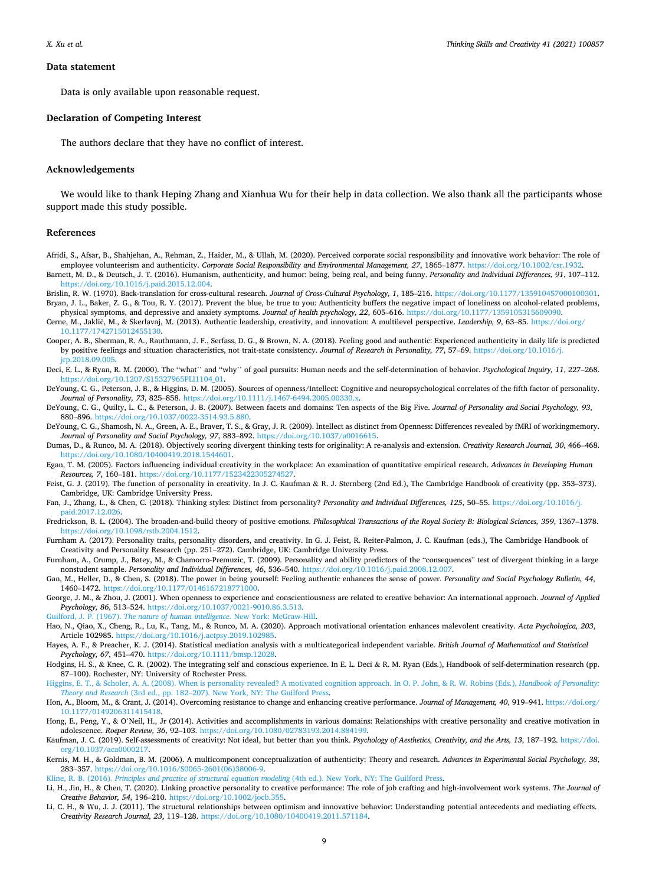## Data statement

Data is only available upon reasonable request.

## Declaration of Competing Interest

The authors declare that they have no conflict of interest.

## Acknowledgements

We would like to thank Heping Zhang and Xianhua Wu for their help in data collection. We also thank all the participants whose support made this study possible.

## References

Afridi, S., Afsar, B., Shahjehan, A., Rehman, Z., Haider, M., & Ullah, M. (2020). Perceived corporate social responsibility and innovative work behavior: The role of employee volunteerism and authenticity. *Corporate Social Responsibility and Environmental Management, 27*, 1865–1877. https://doi.org/10.1002/csr.1932.

Barnett, M. D., & Deutsch, J. T. (2016). Humanism, authenticity, and humor: being, being real, and being funny. *Personality and Individual Differences, 91*, 107–112. https://doi.org/10.1016/j.paid.2015.12.004.

Brislin, R. W. (1970). Back-translation for cross-cultural research. *Journal of Cross-Cultural Psychology, 1*, 185–216. https://doi.org/10.1177/135910457000100301.

Bryan, J. L., Baker, Z. G., & Tou, R. Y. (2017). Prevent the blue, be true to you: Authenticity buffers the negative impact of loneliness on alcohol-related problems, physical symptoms, and depressive and anxiety symptoms. *Journal of health psychology, 22*, 605–616. https://doi.org/10.1177/1359105315609090.

Černe, M., Jaklič, M., & Škerlavaj, M. (2013). Authentic leadership, creativity, and innovation: A multilevel perspective. *Leadership, 9*, 63–85. https://doi.org/10.1177/1742715012455130.

Cooper, A. B., Sherman, R. A., Rauthmann, J. F., Serfass, D. G., & Brown, N. A. (2018). Feeling good and authentic: Experienced authenticity in daily life is predicted by positive feelings and situation characteristics, not trait-state consistency. *Journal of Research in Personality, 77*, 57–69. https://doi.org/10.1016/j.jrp.2018.09.005.

Deci, E. L., & Ryan, R. M. (2000). The ''what'' and ''why'' of goal pursuits: Human needs and the self-determination of behavior. *Psychological Inquiry, 11*, 227–268. https://doi.org/10.1207/S15327965PLI1104_01.

DeYoung, C. G., Peterson, J. B., & Higgins, D. M. (2005). Sources of openness/Intellect: Cognitive and neuropsychological correlates of the fifth factor of personality. *Journal of Personality, 73*, 825–858. https://doi.org/10.1111/j.1467-6494.2005.00330.x.

DeYoung, C. G., Quilty, L. C., & Peterson, J. B. (2007). Between facets and domains: Ten aspects of the Big Five. *Journal of Personality and Social Psychology, 93*, 880–896. https://doi.org/10.1037/0022-3514.93.5.880.

DeYoung, C. G., Shamosh, N. A., Green, A. E., Braver, T. S., & Gray, J. R. (2009). Intellect as distinct from Openness: Differences revealed by fMRI of workingmemory. *Journal of Personality and Social Psychology, 97*, 883–892. https://doi.org/10.1037/a0016615.

Dumas, D., & Runco, M. A. (2018). Objectively scoring divergent thinking tests for originality: A re-analysis and extension. *Creativity Research Journal, 30*, 466–468. https://doi.org/10.1080/10400419.2018.1544601.

Egan, T. M. (2005). Factors influencing individual creativity in the workplace: An examination of quantitative empirical research. *Advances in Developing Human Resources, 7*, 160–181. https://doi.org/10.1177/1523422305274527.

Feist, G. J. (2019). The function of personality in creativity. In J. C. Kaufman & R. J. Sternberg (2nd Ed.), The CambrIdge Handbook of creativity (pp. 353–373). Cambridge, UK: Cambridge University Press.

Fan, J., Zhang, L., & Chen, C. (2018). Thinking styles: Distinct from personality? *Personality and Individual Differences, 125*, 50–55. https://doi.org/10.1016/j.paid.2017.12.026.

Fredrickson, B. L. (2004). The broaden-and-build theory of positive emotions. *Philosophical Transactions of the Royal Society B: Biological Sciences, 359*, 1367–1378. https://doi.org/10.1098/rstb.2004.1512.

Furnham A. (2017). Personality traits, personality disorders, and creativity. In G. J. Feist, R. Reiter-Palmon, J. C. Kaufman (eds.), The Cambridge Handbook of Creativity and Personality Research (pp. 251–272). Cambridge, UK: Cambridge University Press.

Furnham, A., Crump, J., Batey, M., & Chamorro-Premuzic, T. (2009). Personality and ability predictors of the "consequences" test of divergent thinking in a large nonstudent sample. *Personality and Individual Differences, 46*, 536–540. https://doi.org/10.1016/j.paid.2008.12.007.

Gan, M., Heller, D., & Chen, S. (2018). The power in being yourself: Feeling authentic enhances the sense of power. *Personality and Social Psychology Bulletin, 44*, 1460–1472. https://doi.org/10.1177/0146167218771000.

George, J. M., & Zhou, J. (2001). When openness to experience and conscientiousness are related to creative behavior: An international approach. *Journal of Applied Psychology, 86*, 513–524. https://doi.org/10.1037/0021-9010.86.3.513.

Guilford, J. P. (1967). *The nature of human intelligence*. New York: McGraw-Hill.

Hao, N., Qiao, X., Cheng, R., Lu, K., Tang, M., & Runco, M. A. (2020). Approach motivational orientation enhances malevolent creativity. *Acta Psychologica, 203*, Article 102985. https://doi.org/10.1016/j.actpsy.2019.102985.

Hayes, A. F., & Preacher, K. J. (2014). Statistical mediation analysis with a multicategorical independent variable. *British Journal of Mathematical and Statistical Psychology, 67*, 451–470. https://doi.org/10.1111/bmsp.12028.

Hodgins, H. S., & Knee, C. R. (2002). The integrating self and conscious experience. In E. L. Deci & R. M. Ryan (Eds.), Handbook of self-determination research (pp. 87–100). Rochester, NY: University of Rochester Press.

Higgins, E. T., & Scholer, A. A. (2008). When is personality revealed? A motivated cognition approach. In O. P. John, & R. W. Robins (Eds.), *Handbook of Personality: Theory and Research* (3rd ed., pp. 182–207). New York, NY: The Guilford Press.

Hon, A., Bloom, M., & Crant, J. (2014). Overcoming resistance to change and enhancing creative performance. *Journal of Management, 40*, 919–941. https://doi.org/10.1177/0149206311415418.

Hong, E., Peng, Y., & O'Neil, H., Jr (2014). Activities and accomplishments in various domains: Relationships with creative personality and creative motivation in adolescence. *Roeper Review, 36*, 92–103. https://doi.org/10.1080/02783193.2014.884199.

Kaufman, J. C. (2019). Self-assessments of creativity: Not ideal, but better than you think. *Psychology of Aesthetics, Creativity, and the Arts, 13*, 187–192. https://doi.org/10.1037/aca0000217.

Kernis, M. H., & Goldman, B. M. (2006). A multicomponent conceptualization of authenticity: Theory and research. *Advances in Experimental Social Psychology, 38*, 283–357. https://doi.org/10.1016/S0065-2601(06)38006-9.

Kline, R. B. (2016). *Principles and practice of structural equation modeling* (4th ed.). New York, NY: The Guilford Press.

Li, H., Jin, H., & Chen, T. (2020). Linking proactive personality to creative performance: The role of job crafting and high-involvement work systems. *The Journal of Creative Behavior, 54*, 196–210. https://doi.org/10.1002/jocb.355.

Li, C. H., & Wu, J. J. (2011). The structural relationships between optimism and innovative behavior: Understanding potential antecedents and mediating effects. *Creativity Research Journal, 23*, 119–128. https://doi.org/10.1080/10400419.2011.571184.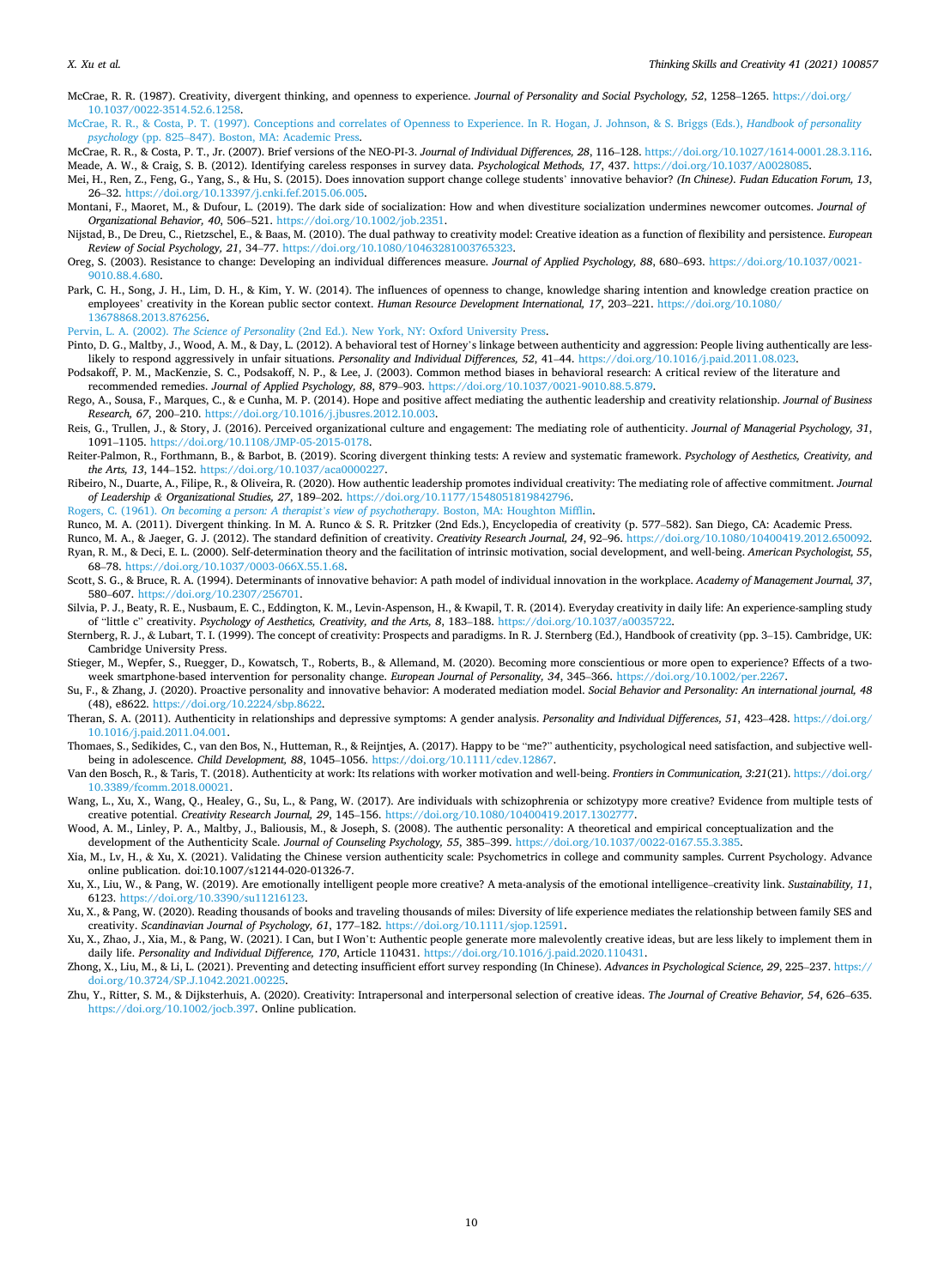McCrae, R. R. (1987). Creativity, divergent thinking, and openness to experience. *Journal of Personality and Social Psychology, 52*, 1258–1265. https://doi.org/10.1037/0022-3514.52.6.1258.

McCrae, R. R., & Costa, P. T. (1997). Conceptions and correlates of Openness to Experience. In R. Hogan, J. Johnson, & S. Briggs (Eds.), *Handbook of personality psychology* (pp. 825–847). Boston, MA: Academic Press.

McCrae, R. R., & Costa, P. T., Jr. (2007). Brief versions of the NEO-PI-3. *Journal of Individual Differences, 28*, 116–128. https://doi.org/10.1027/1614-0001.28.3.116.

Meade, A. W., & Craig, S. B. (2012). Identifying careless responses in survey data. *Psychological Methods, 17*, 437. https://doi.org/10.1037/A0028085.

Mei, H., Ren, Z., Feng, G., Yang, S., & Hu, S. (2015). Does innovation support change college students' innovative behavior? *(In Chinese)*. *Fudan Education Forum, 13*, 26–32. https://doi.org/10.13397/j.cnki.fef.2015.06.005.

Montani, F., Maoret, M., & Dufour, L. (2019). The dark side of socialization: How and when divestiture socialization undermines newcomer outcomes. *Journal of Organizational Behavior, 40*, 506–521. https://doi.org/10.1002/job.2351.

Nijstad, B., De Dreu, C., Rietzschel, E., & Baas, M. (2010). The dual pathway to creativity model: Creative ideation as a function of flexibility and persistence. *European Review of Social Psychology, 21*, 34–77. https://doi.org/10.1080/10463281003765323.

Oreg, S. (2003). Resistance to change: Developing an individual differences measure. *Journal of Applied Psychology, 88*, 680–693. https://doi.org/10.1037/0021-9010.88.4.680.

Park, C. H., Song, J. H., Lim, D. H., & Kim, Y. W. (2014). The influences of openness to change, knowledge sharing intention and knowledge creation practice on employees' creativity in the Korean public sector context. *Human Resource Development International, 17*, 203–221. https://doi.org/10.1080/13678868.2013.876256.

Pervin, L. A. (2002). *The Science of Personality* (2nd Ed.). New York, NY: Oxford University Press.

Pinto, D. G., Maltby, J., Wood, A. M., & Day, L. (2012). A behavioral test of Horney's linkage between authenticity and aggression: People living authentically are less-likely to respond aggressively in unfair situations. *Personality and Individual Differences, 52*, 41–44. https://doi.org/10.1016/j.paid.2011.08.023.

Podsakoff, P. M., MacKenzie, S. C., Podsakoff, N. P., & Lee, J. (2003). Common method biases in behavioral research: A critical review of the literature and recommended remedies. *Journal of Applied Psychology, 88*, 879–903. https://doi.org/10.1037/0021-9010.88.5.879.

Rego, A., Sousa, F., Marques, C., & e Cunha, M. P. (2014). Hope and positive affect mediating the authentic leadership and creativity relationship. *Journal of Business Research, 67*, 200–210. https://doi.org/10.1016/j.jbusres.2012.10.003.

Reis, G., Trullen, J., & Story, J. (2016). Perceived organizational culture and engagement: The mediating role of authenticity. *Journal of Managerial Psychology, 31*, 1091–1105. https://doi.org/10.1108/JMP-05-2015-0178.

Reiter-Palmon, R., Forthmann, B., & Barbot, B. (2019). Scoring divergent thinking tests: A review and systematic framework. *Psychology of Aesthetics, Creativity, and the Arts, 13*, 144–152. https://doi.org/10.1037/aca0000227.

Ribeiro, N., Duarte, A., Filipe, R., & Oliveira, R. (2020). How authentic leadership promotes individual creativity: The mediating role of affective commitment. *Journal of Leadership & Organizational Studies, 27*, 189–202. https://doi.org/10.1177/1548051819842796.

Rogers, C. (1961). *On becoming a person: A therapist's view of psychotherapy*. Boston, MA: Houghton Mifflin.

Runco, M. A. (2011). Divergent thinking. In M. A. Runco & S. R. Pritzker (2nd Eds.), Encyclopedia of creativity (p. 577–582). San Diego, CA: Academic Press.

Runco, M. A., & Jaeger, G. J. (2012). The standard definition of creativity. *Creativity Research Journal, 24*, 92–96. https://doi.org/10.1080/10400419.2012.650092.

Ryan, R. M., & Deci, E. L. (2000). Self-determination theory and the facilitation of intrinsic motivation, social development, and well-being. *American Psychologist, 55*, 68–78. https://doi.org/10.1037/0003-066X.55.1.68.

Scott, S. G., & Bruce, R. A. (1994). Determinants of innovative behavior: A path model of individual innovation in the workplace. *Academy of Management Journal, 37*, 580–607. https://doi.org/10.2307/256701.

Silvia, P. J., Beaty, R. E., Nusbaum, E. C., Eddington, K. M., Levin-Aspenson, H., & Kwapil, T. R. (2014). Everyday creativity in daily life: An experience-sampling study of "little c" creativity. *Psychology of Aesthetics, Creativity, and the Arts, 8*, 183–188. https://doi.org/10.1037/a0035722.

Sternberg, R. J., & Lubart, T. I. (1999). The concept of creativity: Prospects and paradigms. In R. J. Sternberg (Ed.), Handbook of creativity (pp. 3–15). Cambridge, UK: Cambridge University Press.

Stieger, M., Wepfer, S., Ruegger, D., Kowatsch, T., Roberts, B., & Allemand, M. (2020). Becoming more conscientious or more open to experience? Effects of a two-week smartphone-based intervention for personality change. *European Journal of Personality, 34*, 345–366. https://doi.org/10.1002/per.2267.

Su, F., & Zhang, J. (2020). Proactive personality and innovative behavior: A moderated mediation model. *Social Behavior and Personality: An international journal, 48* (48), e8622. https://doi.org/10.2224/sbp.8622.

Theran, S. A. (2011). Authenticity in relationships and depressive symptoms: A gender analysis. *Personality and Individual Differences, 51*, 423–428. https://doi.org/10.1016/j.paid.2011.04.001.

Thomaes, S., Sedikides, C., van den Bos, N., Hutteman, R., & Reijntjes, A. (2017). Happy to be "me?" authenticity, psychological need satisfaction, and subjective well-being in adolescence. *Child Development, 88*, 1045–1056. https://doi.org/10.1111/cdev.12867.

Van den Bosch, R., & Taris, T. (2018). Authenticity at work: Its relations with worker motivation and well-being. *Frontiers in Communication, 3:21*(21). https://doi.org/10.3389/fcomm.2018.00021.

Wang, L., Xu, X., Wang, Q., Healey, G., Su, L., & Pang, W. (2017). Are individuals with schizophrenia or schizotypy more creative? Evidence from multiple tests of creative potential. *Creativity Research Journal, 29*, 145–156. https://doi.org/10.1080/10400419.2017.1302777.

Wood, A. M., Linley, P. A., Maltby, J., Baliousis, M., & Joseph, S. (2008). The authentic personality: A theoretical and empirical conceptualization and the development of the Authenticity Scale. *Journal of Counseling Psychology, 55*, 385–399. https://doi.org/10.1037/0022-0167.55.3.385.

Xia, M., Lv, H., & Xu, X. (2021). Validating the Chinese version authenticity scale: Psychometrics in college and community samples. Current Psychology. Advance online publication. doi:10.1007/s12144-020-01326-7.

Xu, X., Liu, W., & Pang, W. (2019). Are emotionally intelligent people more creative? A meta-analysis of the emotional intelligence–creativity link. *Sustainability, 11*, 6123. https://doi.org/10.3390/su11216123.

Xu, X., & Pang, W. (2020). Reading thousands of books and traveling thousands of miles: Diversity of life experience mediates the relationship between family SES and creativity. *Scandinavian Journal of Psychology, 61*, 177–182. https://doi.org/10.1111/sjop.12591.

Xu, X., Zhao, J., Xia, M., & Pang, W. (2021). I Can, but I Won't: Authentic people generate more malevolently creative ideas, but are less likely to implement them in daily life. *Personality and Individual Difference, 170*, Article 110431. https://doi.org/10.1016/j.paid.2020.110431.

Zhong, X., Liu, M., & Li, L. (2021). Preventing and detecting insufficient effort survey responding (In Chinese). *Advances in Psychological Science, 29*, 225–237. https://doi.org/10.3724/SP.J.1042.2021.00225.

Zhu, Y., Ritter, S. M., & Dijksterhuis, A. (2020). Creativity: Intrapersonal and interpersonal selection of creative ideas. *The Journal of Creative Behavior, 54*, 626–635. https://doi.org/10.1002/jocb.397. Online publication.